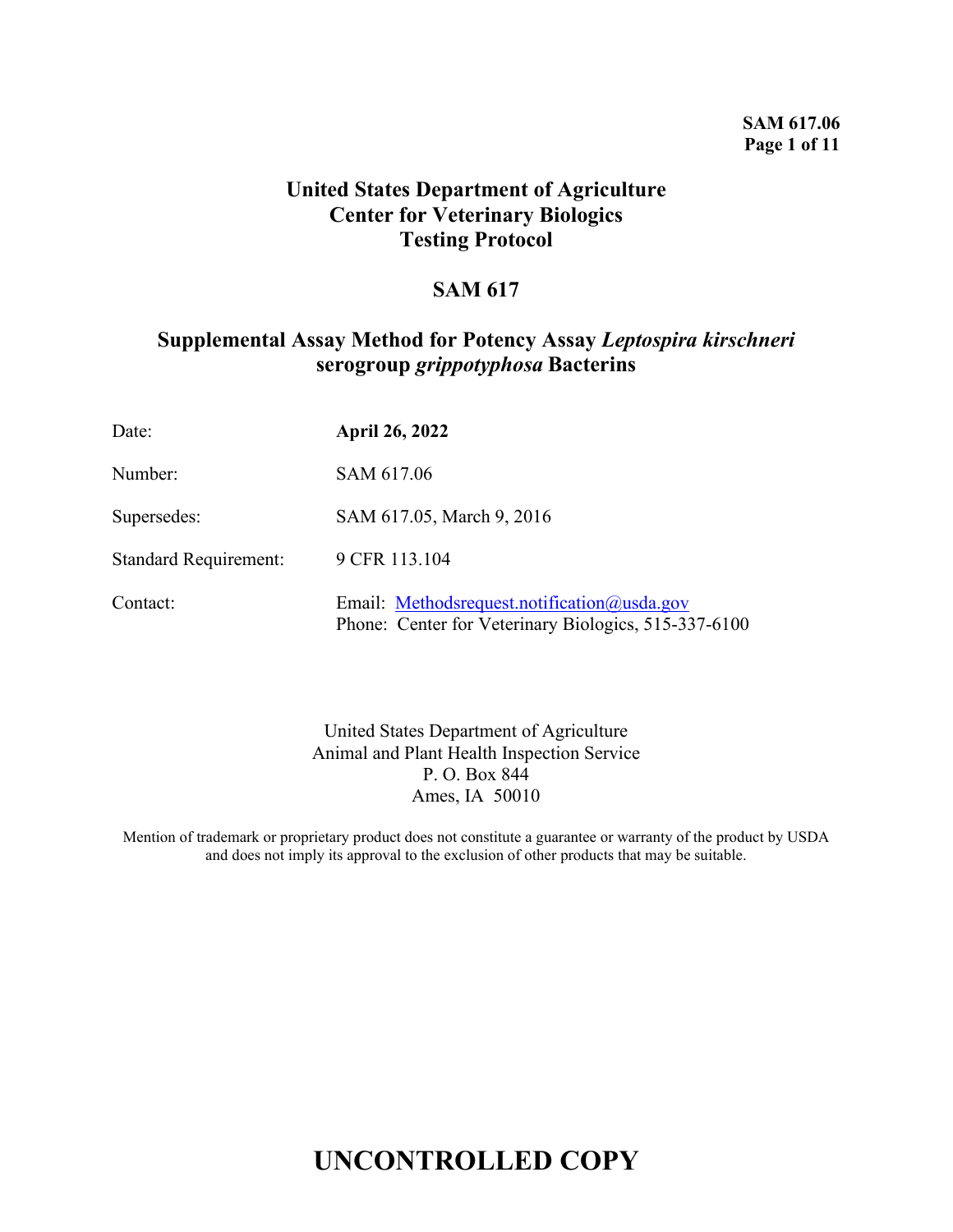**United States Department of Agriculture**
**Center for Veterinary Biologics**
**Testing Protocol**

# SAM 617

## Supplemental Assay Method for Potency Assay *Leptospira kirschneri* serogroup *grippotyphosa* Bacterins

| | |
|---|---|
| Date: | **April 26, 2022** |
| Number: | SAM 617.06 |
| Supersedes: | SAM 617.05, March 9, 2016 |
| Standard Requirement: | 9 CFR 113.104 |
| Contact: | Email: Methodsrequest.notification@usda.gov<br>Phone: Center for Veterinary Biologics, 515-337-6100 |

United States Department of Agriculture
Animal and Plant Health Inspection Service
P. O. Box 844
Ames, IA 50010

Mention of trademark or proprietary product does not constitute a guarantee or warranty of the product by USDA and does not imply its approval to the exclusion of other products that may be suitable.

**UNCONTROLLED COPY**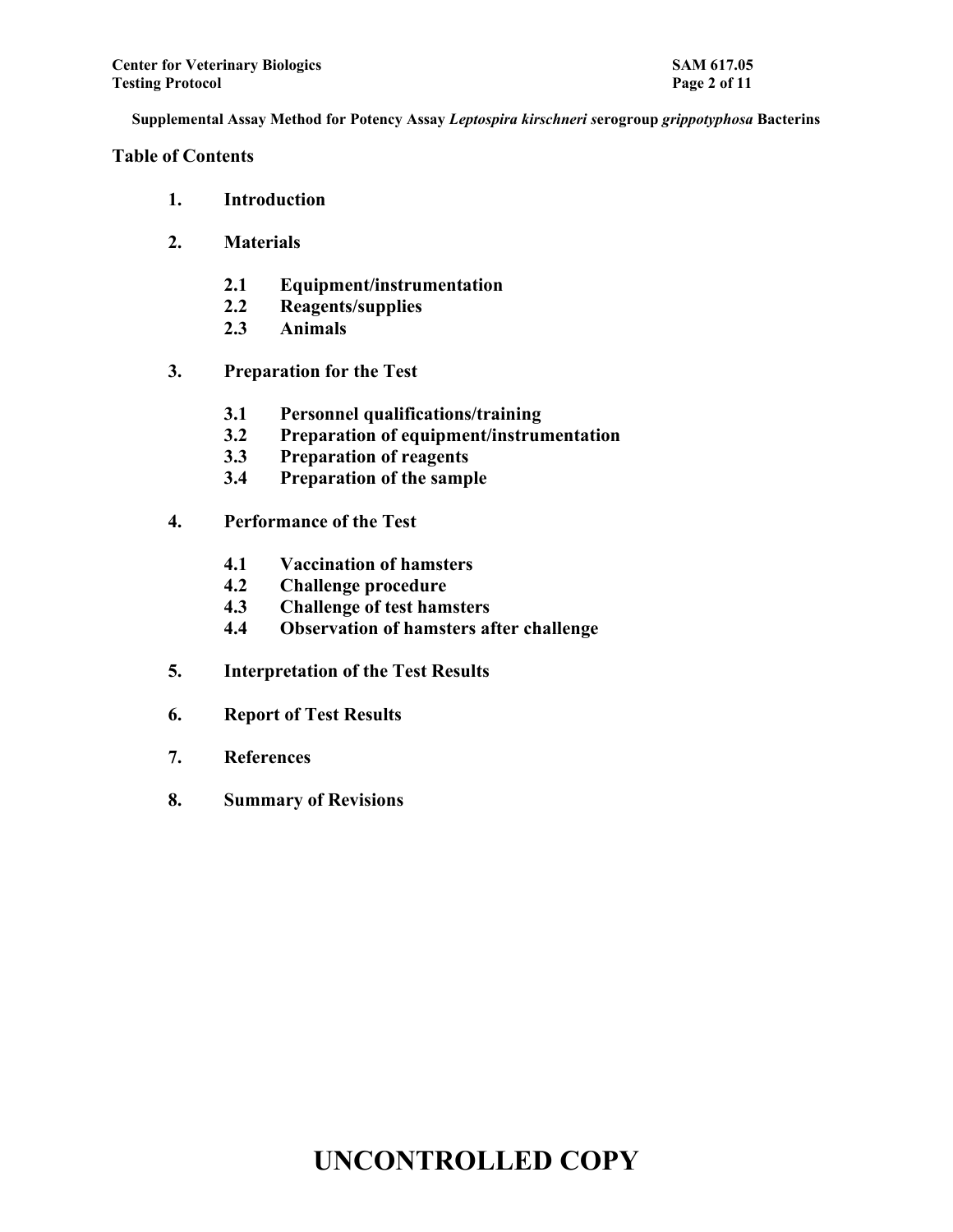## Table of Contents

1. **Introduction**

2. **Materials**

   2.1 **Equipment/instrumentation**
   2.2 **Reagents/supplies**
   2.3 **Animals**

3. **Preparation for the Test**

   3.1 **Personnel qualifications/training**
   3.2 **Preparation of equipment/instrumentation**
   3.3 **Preparation of reagents**
   3.4 **Preparation of the sample**

4. **Performance of the Test**

   4.1 **Vaccination of hamsters**
   4.2 **Challenge procedure**
   4.3 **Challenge of test hamsters**
   4.4 **Observation of hamsters after challenge**

5. **Interpretation of the Test Results**

6. **Report of Test Results**

7. **References**

8. **Summary of Revisions**

# UNCONTROLLED COPY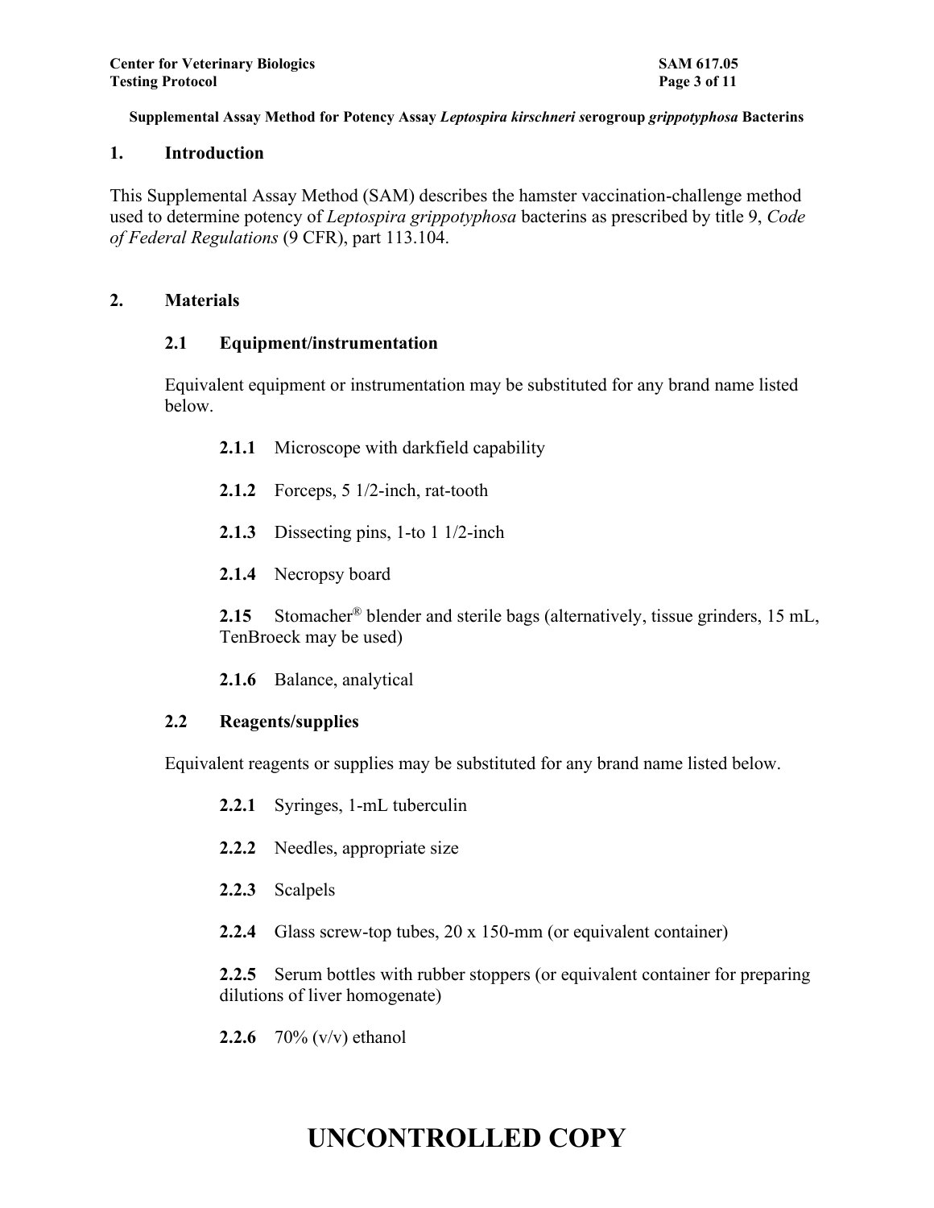**Supplemental Assay Method for Potency Assay *Leptospira kirschneri* serogroup *grippotyphosa* Bacterins**

## 1. Introduction

This Supplemental Assay Method (SAM) describes the hamster vaccination-challenge method used to determine potency of *Leptospira grippotyphosa* bacterins as prescribed by title 9, *Code of Federal Regulations* (9 CFR), part 113.104.

## 2. Materials

### 2.1 Equipment/instrumentation

Equivalent equipment or instrumentation may be substituted for any brand name listed below.

**2.1.1** Microscope with darkfield capability

**2.1.2** Forceps, 5 1/2-inch, rat-tooth

**2.1.3** Dissecting pins, 1-to 1 1/2-inch

**2.1.4** Necropsy board

**2.15** Stomacher® blender and sterile bags (alternatively, tissue grinders, 15 mL, TenBroeck may be used)

**2.1.6** Balance, analytical

### 2.2 Reagents/supplies

Equivalent reagents or supplies may be substituted for any brand name listed below.

**2.2.1** Syringes, 1-mL tuberculin

**2.2.2** Needles, appropriate size

**2.2.3** Scalpels

**2.2.4** Glass screw-top tubes, 20 x 150-mm (or equivalent container)

**2.2.5** Serum bottles with rubber stoppers (or equivalent container for preparing dilutions of liver homogenate)

**2.2.6** 70% (v/v) ethanol

UNCONTROLLED COPY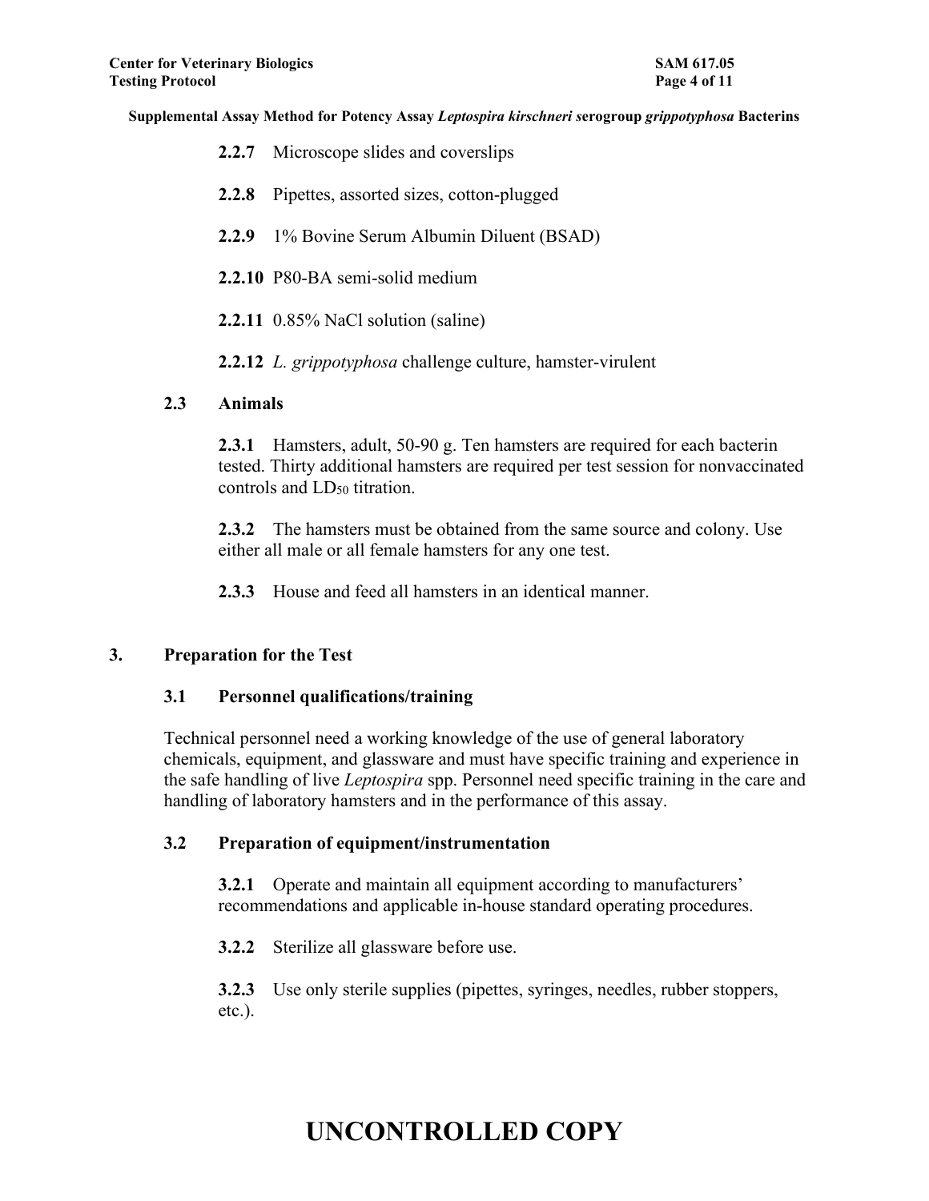**2.2.7** Microscope slides and coverslips

**2.2.8** Pipettes, assorted sizes, cotton-plugged

**2.2.9** 1% Bovine Serum Albumin Diluent (BSAD)

**2.2.10** P80-BA semi-solid medium

**2.2.11** 0.85% NaCl solution (saline)

**2.2.12** *L. grippotyphosa* challenge culture, hamster-virulent

### 2.3 Animals

**2.3.1** Hamsters, adult, 50-90 g. Ten hamsters are required for each bacterin tested. Thirty additional hamsters are required per test session for nonvaccinated controls and $LD_{50}$ titration.

**2.3.2** The hamsters must be obtained from the same source and colony. Use either all male or all female hamsters for any one test.

**2.3.3** House and feed all hamsters in an identical manner.

## 3. Preparation for the Test

### 3.1 Personnel qualifications/training

Technical personnel need a working knowledge of the use of general laboratory chemicals, equipment, and glassware and must have specific training and experience in the safe handling of live *Leptospira* spp. Personnel need specific training in the care and handling of laboratory hamsters and in the performance of this assay.

### 3.2 Preparation of equipment/instrumentation

**3.2.1** Operate and maintain all equipment according to manufacturers' recommendations and applicable in-house standard operating procedures.

**3.2.2** Sterilize all glassware before use.

**3.2.3** Use only sterile supplies (pipettes, syringes, needles, rubber stoppers, etc.).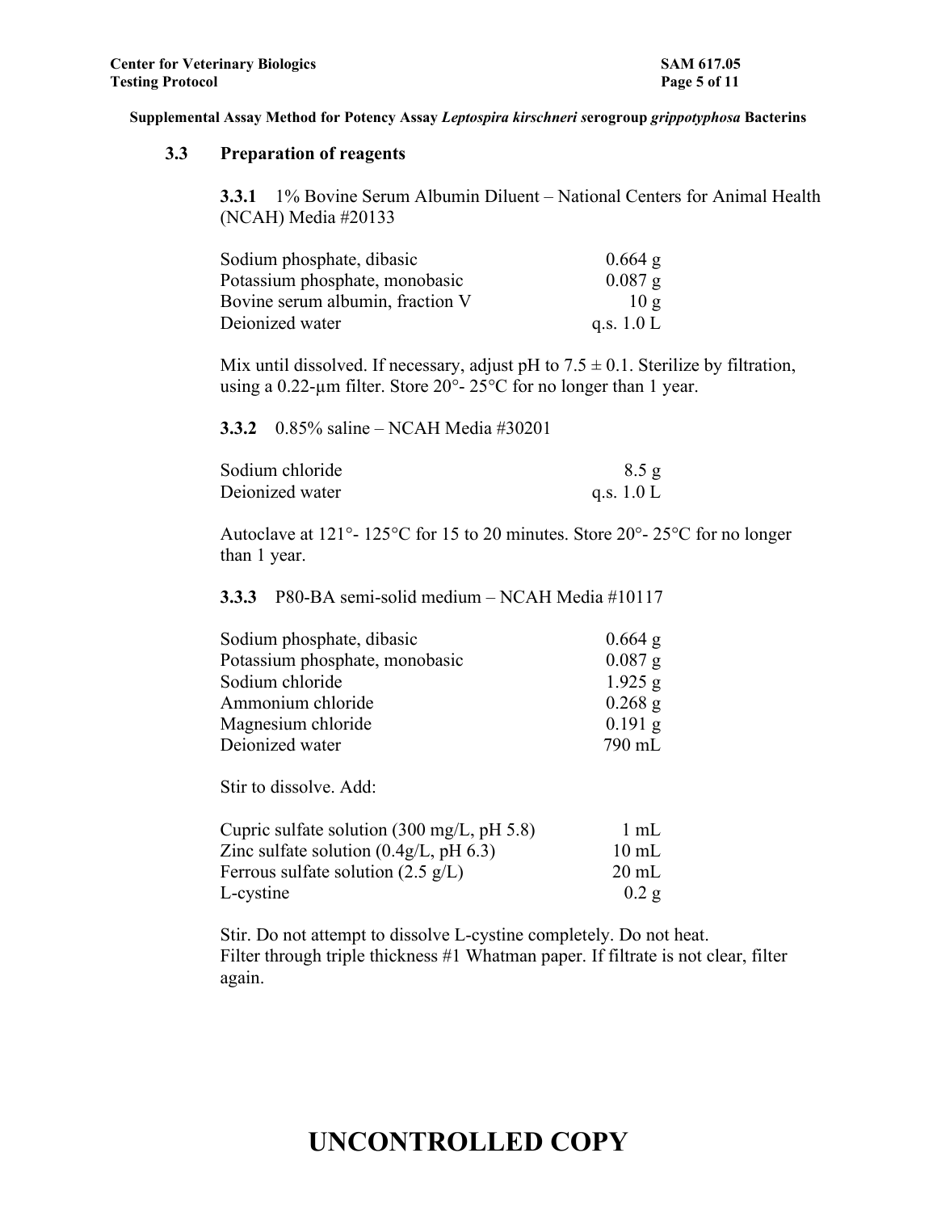### 3.3 Preparation of reagents

**3.3.1** 1% Bovine Serum Albumin Diluent – National Centers for Animal Health (NCAH) Media #20133

| | |
|---|---|
| Sodium phosphate, dibasic | 0.664 g |
| Potassium phosphate, monobasic | 0.087 g |
| Bovine serum albumin, fraction V | 10 g |
| Deionized water | q.s. 1.0 L |

Mix until dissolved. If necessary, adjust pH to 7.5 ± 0.1. Sterilize by filtration, using a 0.22-µm filter. Store 20°- 25°C for no longer than 1 year.

**3.3.2** 0.85% saline – NCAH Media #30201

| | |
|---|---|
| Sodium chloride | 8.5 g |
| Deionized water | q.s. 1.0 L |

Autoclave at 121°- 125°C for 15 to 20 minutes. Store 20°- 25°C for no longer than 1 year.

**3.3.3** P80-BA semi-solid medium – NCAH Media #10117

| | |
|---|---|
| Sodium phosphate, dibasic | 0.664 g |
| Potassium phosphate, monobasic | 0.087 g |
| Sodium chloride | 1.925 g |
| Ammonium chloride | 0.268 g |
| Magnesium chloride | 0.191 g |
| Deionized water | 790 mL |

Stir to dissolve. Add:

| | |
|---|---|
| Cupric sulfate solution (300 mg/L, pH 5.8) | 1 mL |
| Zinc sulfate solution (0.4g/L, pH 6.3) | 10 mL |
| Ferrous sulfate solution (2.5 g/L) | 20 mL |
| L-cystine | 0.2 g |

Stir. Do not attempt to dissolve L-cystine completely. Do not heat.
Filter through triple thickness #1 Whatman paper. If filtrate is not clear, filter again.

UNCONTROLLED COPY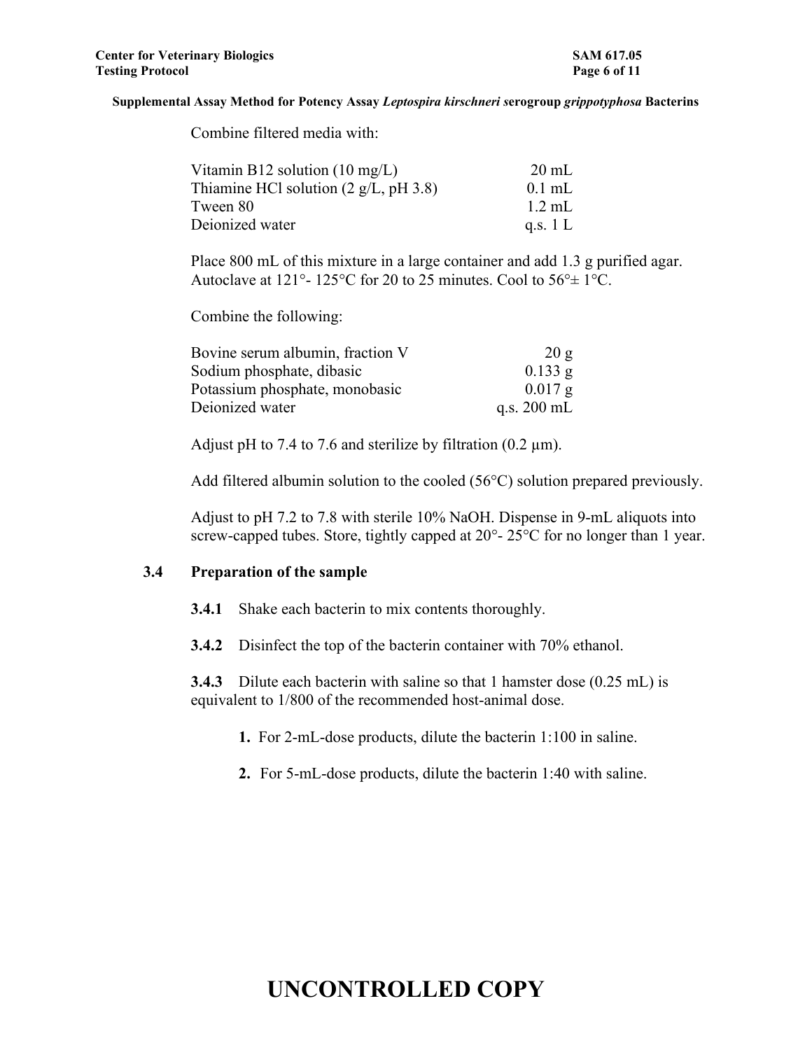Combine filtered media with:

| | |
|---|---|
| Vitamin B12 solution (10 mg/L) | 20 mL |
| Thiamine HCl solution (2 g/L, pH 3.8) | 0.1 mL |
| Tween 80 | 1.2 mL |
| Deionized water | q.s. 1 L |

Place 800 mL of this mixture in a large container and add 1.3 g purified agar. Autoclave at 121°- 125°C for 20 to 25 minutes. Cool to 56°± 1°C.

Combine the following:

| | |
|---|---|
| Bovine serum albumin, fraction V | 20 g |
| Sodium phosphate, dibasic | 0.133 g |
| Potassium phosphate, monobasic | 0.017 g |
| Deionized water | q.s. 200 mL |

Adjust pH to 7.4 to 7.6 and sterilize by filtration (0.2 µm).

Add filtered albumin solution to the cooled (56°C) solution prepared previously.

Adjust to pH 7.2 to 7.8 with sterile 10% NaOH. Dispense in 9-mL aliquots into screw-capped tubes. Store, tightly capped at 20°- 25°C for no longer than 1 year.

### 3.4 Preparation of the sample

**3.4.1** Shake each bacterin to mix contents thoroughly.

**3.4.2** Disinfect the top of the bacterin container with 70% ethanol.

**3.4.3** Dilute each bacterin with saline so that 1 hamster dose (0.25 mL) is equivalent to 1/800 of the recommended host-animal dose.

1. For 2-mL-dose products, dilute the bacterin 1:100 in saline.

2. For 5-mL-dose products, dilute the bacterin 1:40 with saline.

UNCONTROLLED COPY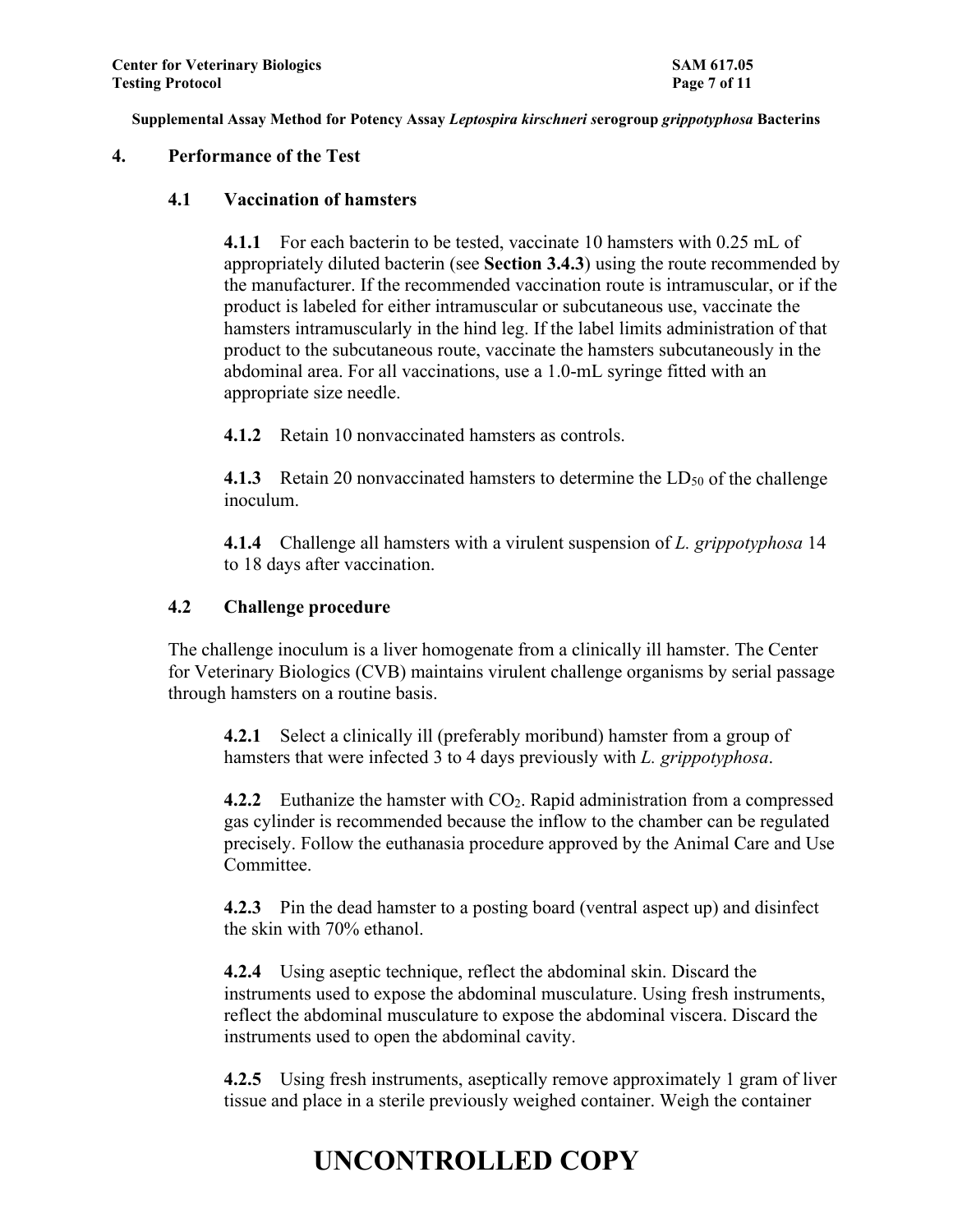## 4. Performance of the Test

### 4.1 Vaccination of hamsters

**4.1.1** For each bacterin to be tested, vaccinate 10 hamsters with 0.25 mL of appropriately diluted bacterin (see **Section 3.4.3**) using the route recommended by the manufacturer. If the recommended vaccination route is intramuscular, or if the product is labeled for either intramuscular or subcutaneous use, vaccinate the hamsters intramuscularly in the hind leg. If the label limits administration of that product to the subcutaneous route, vaccinate the hamsters subcutaneously in the abdominal area. For all vaccinations, use a 1.0-mL syringe fitted with an appropriate size needle.

**4.1.2** Retain 10 nonvaccinated hamsters as controls.

**4.1.3** Retain 20 nonvaccinated hamsters to determine the $LD_{50}$ of the challenge inoculum.

**4.1.4** Challenge all hamsters with a virulent suspension of *L. grippotyphosa* 14 to 18 days after vaccination.

### 4.2 Challenge procedure

The challenge inoculum is a liver homogenate from a clinically ill hamster. The Center for Veterinary Biologics (CVB) maintains virulent challenge organisms by serial passage through hamsters on a routine basis.

**4.2.1** Select a clinically ill (preferably moribund) hamster from a group of hamsters that were infected 3 to 4 days previously with *L. grippotyphosa*.

**4.2.2** Euthanize the hamster with $CO_2$. Rapid administration from a compressed gas cylinder is recommended because the inflow to the chamber can be regulated precisely. Follow the euthanasia procedure approved by the Animal Care and Use Committee.

**4.2.3** Pin the dead hamster to a posting board (ventral aspect up) and disinfect the skin with 70% ethanol.

**4.2.4** Using aseptic technique, reflect the abdominal skin. Discard the instruments used to expose the abdominal musculature. Using fresh instruments, reflect the abdominal musculature to expose the abdominal viscera. Discard the instruments used to open the abdominal cavity.

**4.2.5** Using fresh instruments, aseptically remove approximately 1 gram of liver tissue and place in a sterile previously weighed container. Weigh the container

# UNCONTROLLED COPY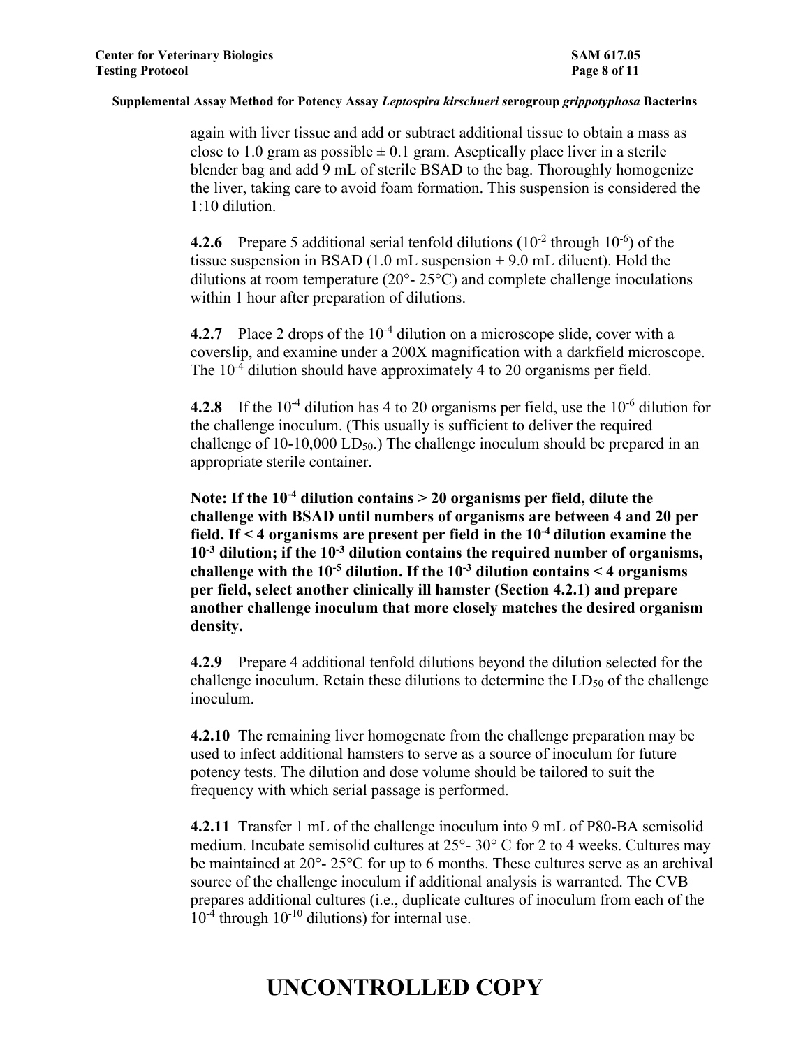again with liver tissue and add or subtract additional tissue to obtain a mass as close to 1.0 gram as possible ± 0.1 gram. Aseptically place liver in a sterile blender bag and add 9 mL of sterile BSAD to the bag. Thoroughly homogenize the liver, taking care to avoid foam formation. This suspension is considered the 1:10 dilution.

**4.2.6** Prepare 5 additional serial tenfold dilutions ($10^{-2}$ through $10^{-6}$) of the tissue suspension in BSAD (1.0 mL suspension + 9.0 mL diluent). Hold the dilutions at room temperature (20°- 25°C) and complete challenge inoculations within 1 hour after preparation of dilutions.

**4.2.7** Place 2 drops of the $10^{-4}$ dilution on a microscope slide, cover with a coverslip, and examine under a 200X magnification with a darkfield microscope. The $10^{-4}$ dilution should have approximately 4 to 20 organisms per field.

**4.2.8** If the $10^{-4}$ dilution has 4 to 20 organisms per field, use the $10^{-6}$ dilution for the challenge inoculum. (This usually is sufficient to deliver the required challenge of 10-10,000 $LD_{50}$.) The challenge inoculum should be prepared in an appropriate sterile container.

**Note: If the $10^{-4}$ dilution contains > 20 organisms per field, dilute the challenge with BSAD until numbers of organisms are between 4 and 20 per field. If < 4 organisms are present per field in the $10^{-4}$ dilution examine the $10^{-3}$ dilution; if the $10^{-3}$ dilution contains the required number of organisms, challenge with the $10^{-5}$ dilution. If the $10^{-3}$ dilution contains < 4 organisms per field, select another clinically ill hamster (Section 4.2.1) and prepare another challenge inoculum that more closely matches the desired organism density.**

**4.2.9** Prepare 4 additional tenfold dilutions beyond the dilution selected for the challenge inoculum. Retain these dilutions to determine the $LD_{50}$ of the challenge inoculum.

**4.2.10** The remaining liver homogenate from the challenge preparation may be used to infect additional hamsters to serve as a source of inoculum for future potency tests. The dilution and dose volume should be tailored to suit the frequency with which serial passage is performed.

**4.2.11** Transfer 1 mL of the challenge inoculum into 9 mL of P80-BA semisolid medium. Incubate semisolid cultures at 25°- 30° C for 2 to 4 weeks. Cultures may be maintained at 20°- 25°C for up to 6 months. These cultures serve as an archival source of the challenge inoculum if additional analysis is warranted. The CVB prepares additional cultures (i.e., duplicate cultures of inoculum from each of the $10^{-4}$ through $10^{-10}$ dilutions) for internal use.

# UNCONTROLLED COPY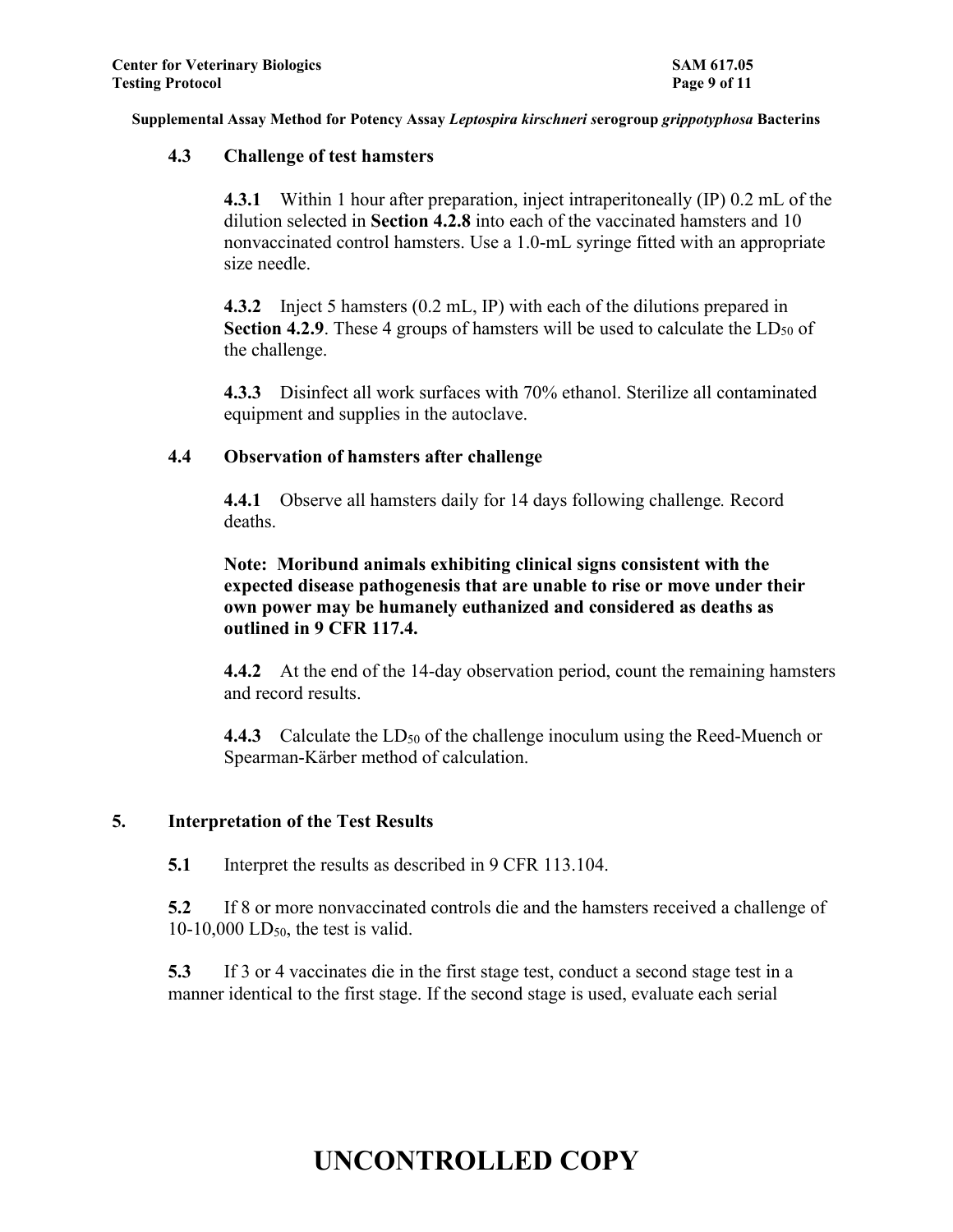### 4.3 Challenge of test hamsters

**4.3.1** Within 1 hour after preparation, inject intraperitoneally (IP) 0.2 mL of the dilution selected in **Section 4.2.8** into each of the vaccinated hamsters and 10 nonvaccinated control hamsters. Use a 1.0-mL syringe fitted with an appropriate size needle.

**4.3.2** Inject 5 hamsters (0.2 mL, IP) with each of the dilutions prepared in **Section 4.2.9**. These 4 groups of hamsters will be used to calculate the $LD_{50}$ of the challenge.

**4.3.3** Disinfect all work surfaces with 70% ethanol. Sterilize all contaminated equipment and supplies in the autoclave.

### 4.4 Observation of hamsters after challenge

**4.4.1** Observe all hamsters daily for 14 days following challenge. Record deaths.

**Note: Moribund animals exhibiting clinical signs consistent with the expected disease pathogenesis that are unable to rise or move under their own power may be humanely euthanized and considered as deaths as outlined in 9 CFR 117.4.**

**4.4.2** At the end of the 14-day observation period, count the remaining hamsters and record results.

**4.4.3** Calculate the $LD_{50}$ of the challenge inoculum using the Reed-Muench or Spearman-Kärber method of calculation.

## 5. Interpretation of the Test Results

**5.1** Interpret the results as described in 9 CFR 113.104.

**5.2** If 8 or more nonvaccinated controls die and the hamsters received a challenge of 10-10,000 $LD_{50}$, the test is valid.

**5.3** If 3 or 4 vaccinates die in the first stage test, conduct a second stage test in a manner identical to the first stage. If the second stage is used, evaluate each serial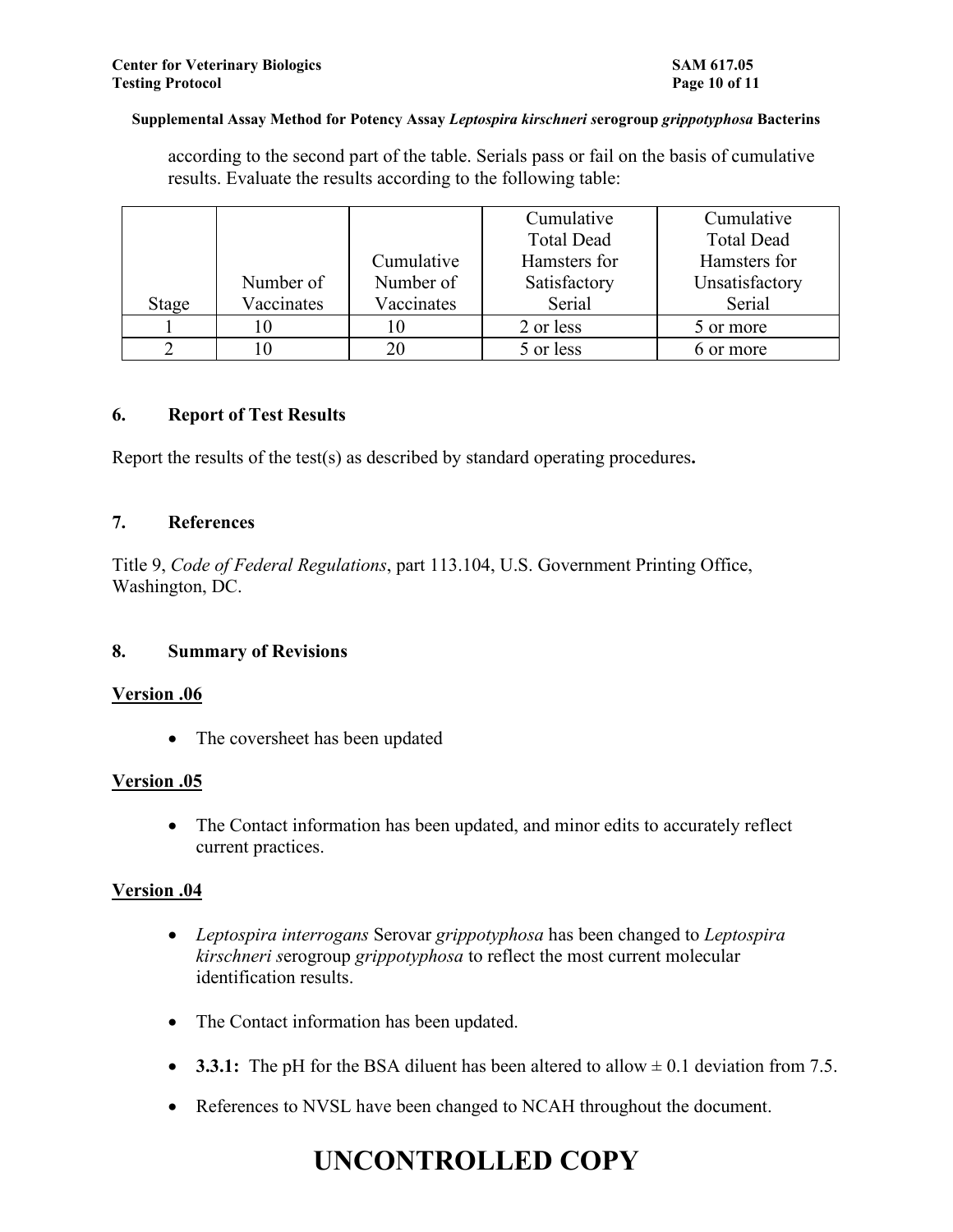according to the second part of the table. Serials pass or fail on the basis of cumulative results. Evaluate the results according to the following table:

| Stage | Number of Vaccinates | Cumulative Number of Vaccinates | Cumulative Total Dead Hamsters for Satisfactory Serial | Cumulative Total Dead Hamsters for Unsatisfactory Serial |
|---|---|---|---|---|
| 1 | 10 | 10 | 2 or less | 5 or more |
| 2 | 10 | 20 | 5 or less | 6 or more |

## 6. Report of Test Results

Report the results of the test(s) as described by standard operating procedures**.**

## 7. References

Title 9, *Code of Federal Regulations*, part 113.104, U.S. Government Printing Office, Washington, DC.

## 8. Summary of Revisions

**Version .06**

- The coversheet has been updated

**Version .05**

- The Contact information has been updated, and minor edits to accurately reflect current practices.

**Version .04**

- *Leptospira interrogans* Serovar *grippotyphosa* has been changed to *Leptospira kirschneri s*erogroup *grippotyphosa* to reflect the most current molecular identification results.
- The Contact information has been updated.
- **3.3.1:** The pH for the BSA diluent has been altered to allow ± 0.1 deviation from 7.5.
- References to NVSL have been changed to NCAH throughout the document.

# UNCONTROLLED COPY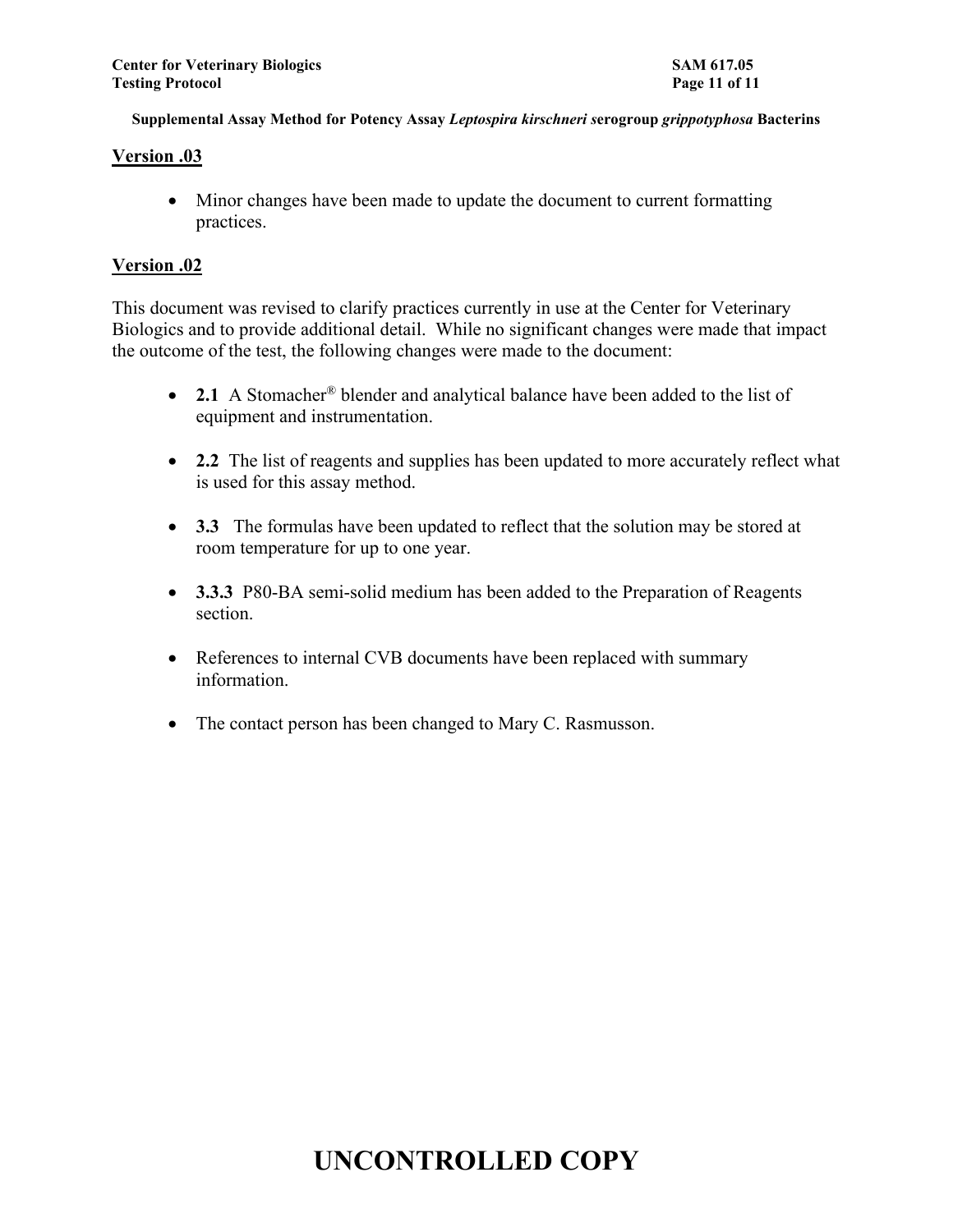**Version .03**

- Minor changes have been made to update the document to current formatting practices.

**Version .02**

This document was revised to clarify practices currently in use at the Center for Veterinary Biologics and to provide additional detail. While no significant changes were made that impact the outcome of the test, the following changes were made to the document:

- **2.1** A Stomacher® blender and analytical balance have been added to the list of equipment and instrumentation.

- **2.2** The list of reagents and supplies has been updated to more accurately reflect what is used for this assay method.

- **3.3** The formulas have been updated to reflect that the solution may be stored at room temperature for up to one year.

- **3.3.3** P80-BA semi-solid medium has been added to the Preparation of Reagents section.

- References to internal CVB documents have been replaced with summary information.

- The contact person has been changed to Mary C. Rasmusson.

# UNCONTROLLED COPY